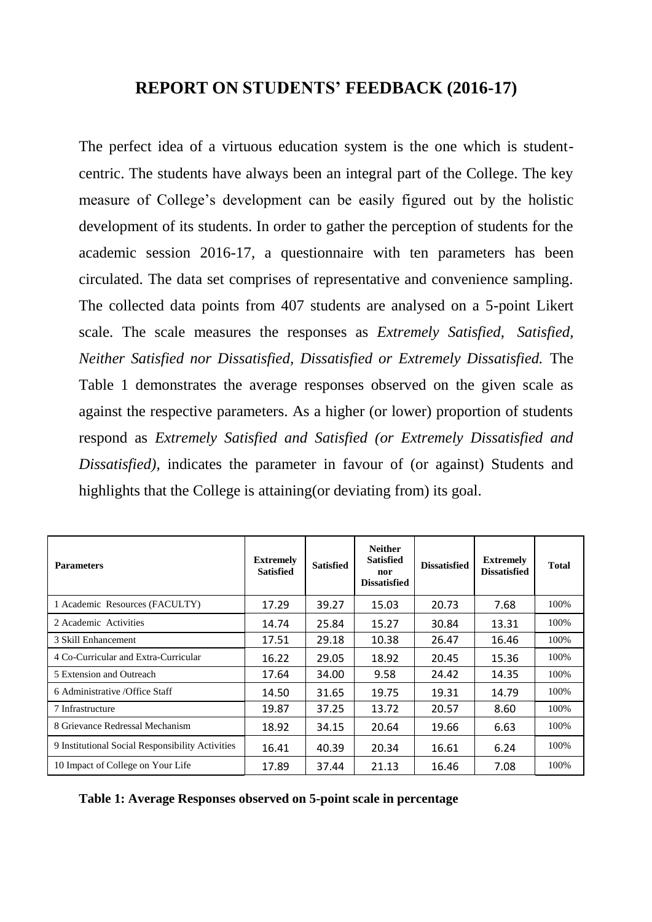# REPORT ON STUDENTS' FEEDBACK (2016-17)

The perfect idea of a virtuous education system is the one which is student-centric. The students have always been an integral part of the College. The key measure of College's development can be easily figured out by the holistic development of its students. In order to gather the perception of students for the academic session 2016-17, a questionnaire with ten parameters has been circulated. The data set comprises of representative and convenience sampling. The collected data points from 407 students are analysed on a 5-point Likert scale. The scale measures the responses as *Extremely Satisfied, Satisfied, Neither Satisfied nor Dissatisfied, Dissatisfied or Extremely Dissatisfied.* The Table 1 demonstrates the average responses observed on the given scale as against the respective parameters. As a higher (or lower) proportion of students respond as *Extremely Satisfied and Satisfied (or Extremely Dissatisfied and Dissatisfied),* indicates the parameter in favour of (or against) Students and highlights that the College is attaining(or deviating from) its goal.

| Parameters | Extremely Satisfied | Satisfied | Neither Satisfied nor Dissatisfied | Dissatisfied | Extremely Dissatisfied | Total |
|---|---|---|---|---|---|---|
| 1 Academic Resources (FACULTY) | 17.29 | 39.27 | 15.03 | 20.73 | 7.68 | 100% |
| 2 Academic Activities | 14.74 | 25.84 | 15.27 | 30.84 | 13.31 | 100% |
| 3 Skill Enhancement | 17.51 | 29.18 | 10.38 | 26.47 | 16.46 | 100% |
| 4 Co-Curricular and Extra-Curricular | 16.22 | 29.05 | 18.92 | 20.45 | 15.36 | 100% |
| 5 Extension and Outreach | 17.64 | 34.00 | 9.58 | 24.42 | 14.35 | 100% |
| 6 Administrative /Office Staff | 14.50 | 31.65 | 19.75 | 19.31 | 14.79 | 100% |
| 7 Infrastructure | 19.87 | 37.25 | 13.72 | 20.57 | 8.60 | 100% |
| 8 Grievance Redressal Mechanism | 18.92 | 34.15 | 20.64 | 19.66 | 6.63 | 100% |
| 9 Institutional Social Responsibility Activities | 16.41 | 40.39 | 20.34 | 16.61 | 6.24 | 100% |
| 10 Impact of College on Your Life | 17.89 | 37.44 | 21.13 | 16.46 | 7.08 | 100% |

**Table 1: Average Responses observed on 5-point scale in percentage**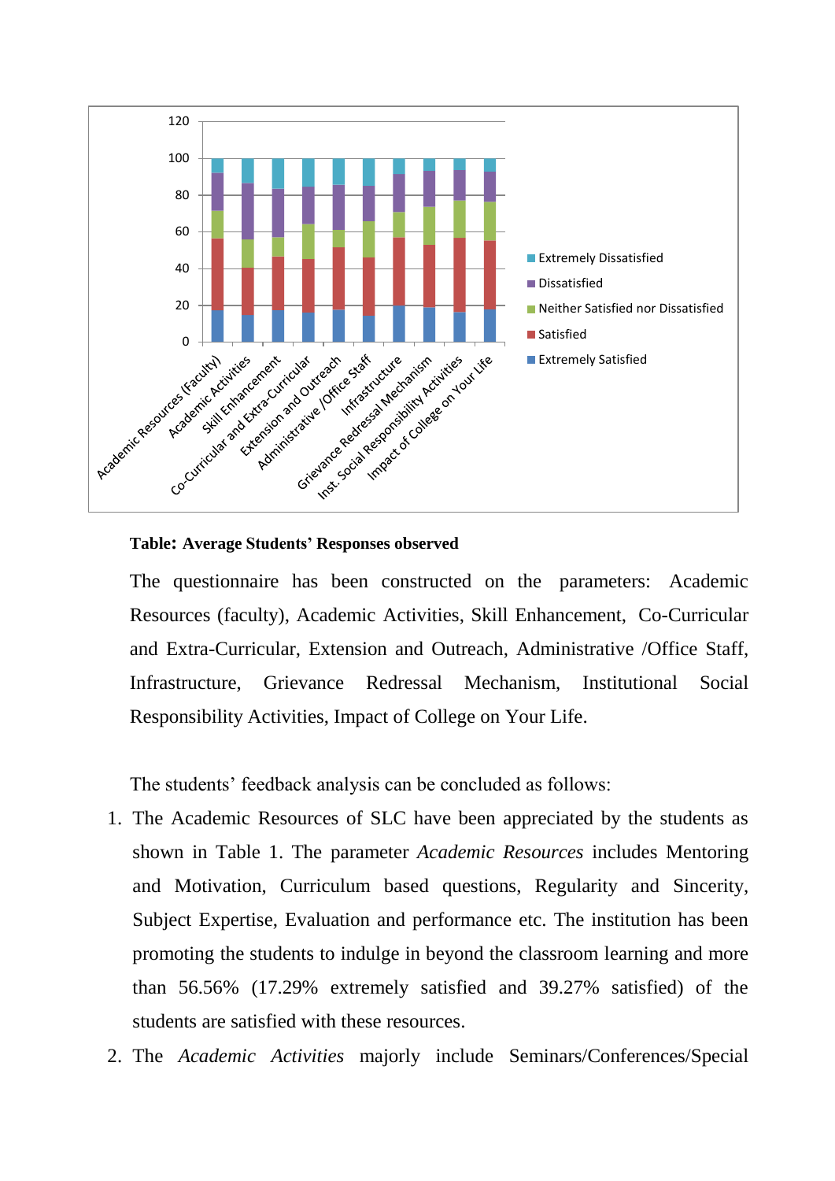**Table: Average Students' Responses observed**

The questionnaire has been constructed on the parameters: Academic Resources (faculty), Academic Activities, Skill Enhancement, Co-Curricular and Extra-Curricular, Extension and Outreach, Administrative /Office Staff, Infrastructure, Grievance Redressal Mechanism, Institutional Social Responsibility Activities, Impact of College on Your Life.

The students' feedback analysis can be concluded as follows:

1. The Academic Resources of SLC have been appreciated by the students as shown in Table 1. The parameter *Academic Resources* includes Mentoring and Motivation, Curriculum based questions, Regularity and Sincerity, Subject Expertise, Evaluation and performance etc. The institution has been promoting the students to indulge in beyond the classroom learning and more than 56.56% (17.29% extremely satisfied and 39.27% satisfied) of the students are satisfied with these resources.
2. The *Academic Activities* majorly include Seminars/Conferences/Special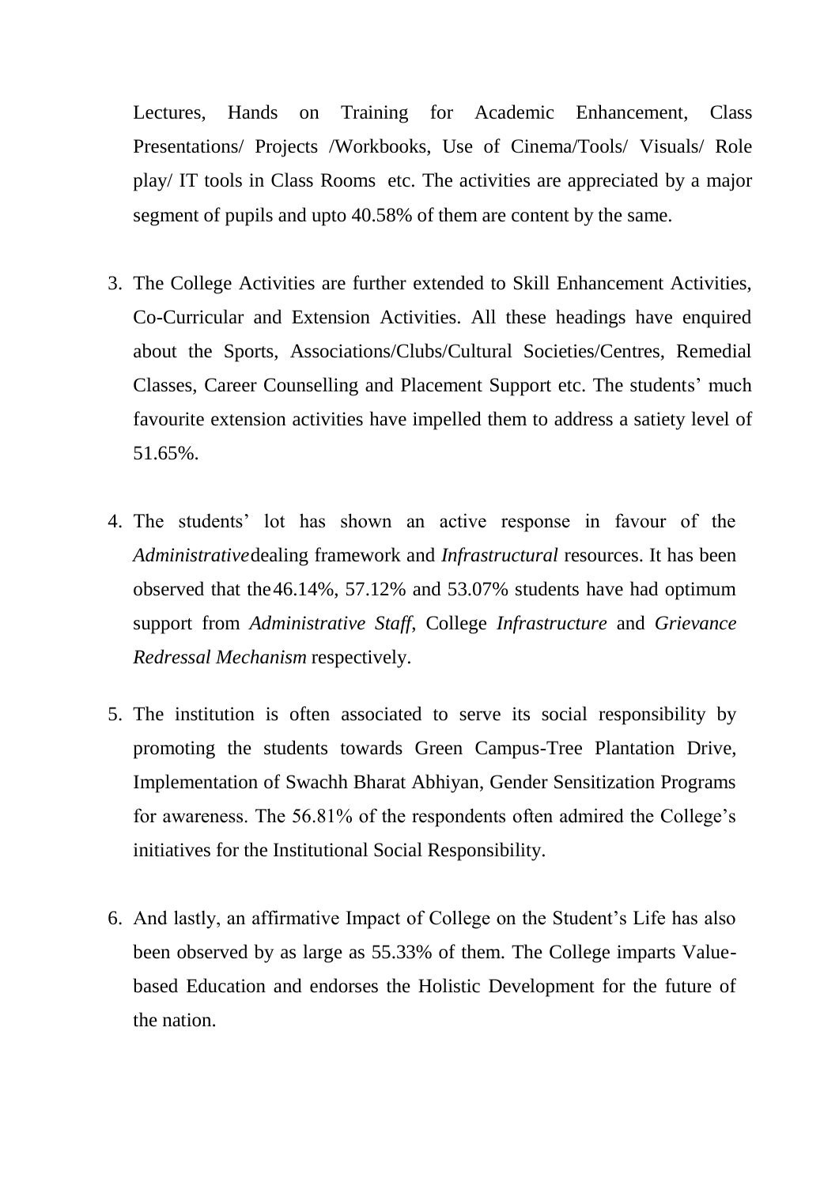Lectures, Hands on Training for Academic Enhancement, Class Presentations/ Projects /Workbooks, Use of Cinema/Tools/ Visuals/ Role play/ IT tools in Class Rooms etc. The activities are appreciated by a major segment of pupils and upto 40.58% of them are content by the same.

3. The College Activities are further extended to Skill Enhancement Activities, Co-Curricular and Extension Activities. All these headings have enquired about the Sports, Associations/Clubs/Cultural Societies/Centres, Remedial Classes, Career Counselling and Placement Support etc. The students' much favourite extension activities have impelled them to address a satiety level of 51.65%.

4. The students' lot has shown an active response in favour of the *Administrative* dealing framework and *Infrastructural* resources. It has been observed that the 46.14%, 57.12% and 53.07% students have had optimum support from *Administrative Staff*, College *Infrastructure* and *Grievance Redressal Mechanism* respectively.

5. The institution is often associated to serve its social responsibility by promoting the students towards Green Campus-Tree Plantation Drive, Implementation of Swachh Bharat Abhiyan, Gender Sensitization Programs for awareness. The 56.81% of the respondents often admired the College's initiatives for the Institutional Social Responsibility.

6. And lastly, an affirmative Impact of College on the Student's Life has also been observed by as large as 55.33% of them. The College imparts Value-based Education and endorses the Holistic Development for the future of the nation.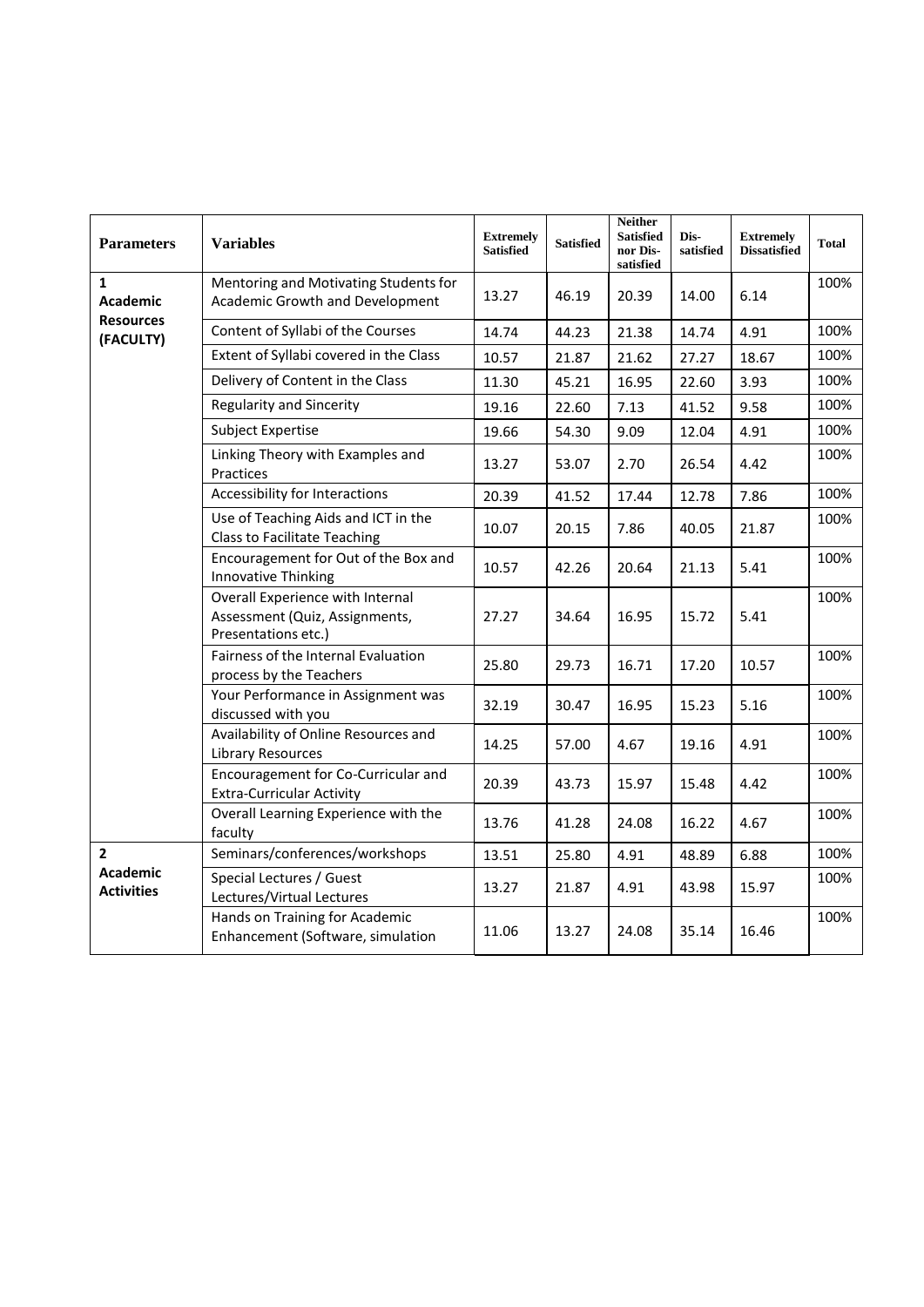| Parameters | Variables | Extremely Satisfied | Satisfied | Neither Satisfied nor Dis-satisfied | Dis-satisfied | Extremely Dissatisfied | Total |
|---|---|---|---|---|---|---|---|
| **1 Academic Resources (FACULTY)** | Mentoring and Motivating Students for Academic Growth and Development | 13.27 | 46.19 | 20.39 | 14.00 | 6.14 | 100% |
| | Content of Syllabi of the Courses | 14.74 | 44.23 | 21.38 | 14.74 | 4.91 | 100% |
| | Extent of Syllabi covered in the Class | 10.57 | 21.87 | 21.62 | 27.27 | 18.67 | 100% |
| | Delivery of Content in the Class | 11.30 | 45.21 | 16.95 | 22.60 | 3.93 | 100% |
| | Regularity and Sincerity | 19.16 | 22.60 | 7.13 | 41.52 | 9.58 | 100% |
| | Subject Expertise | 19.66 | 54.30 | 9.09 | 12.04 | 4.91 | 100% |
| | Linking Theory with Examples and Practices | 13.27 | 53.07 | 2.70 | 26.54 | 4.42 | 100% |
| | Accessibility for Interactions | 20.39 | 41.52 | 17.44 | 12.78 | 7.86 | 100% |
| | Use of Teaching Aids and ICT in the Class to Facilitate Teaching | 10.07 | 20.15 | 7.86 | 40.05 | 21.87 | 100% |
| | Encouragement for Out of the Box and Innovative Thinking | 10.57 | 42.26 | 20.64 | 21.13 | 5.41 | 100% |
| | Overall Experience with Internal Assessment (Quiz, Assignments, Presentations etc.) | 27.27 | 34.64 | 16.95 | 15.72 | 5.41 | 100% |
| | Fairness of the Internal Evaluation process by the Teachers | 25.80 | 29.73 | 16.71 | 17.20 | 10.57 | 100% |
| | Your Performance in Assignment was discussed with you | 32.19 | 30.47 | 16.95 | 15.23 | 5.16 | 100% |
| | Availability of Online Resources and Library Resources | 14.25 | 57.00 | 4.67 | 19.16 | 4.91 | 100% |
| | Encouragement for Co-Curricular and Extra-Curricular Activity | 20.39 | 43.73 | 15.97 | 15.48 | 4.42 | 100% |
| | Overall Learning Experience with the faculty | 13.76 | 41.28 | 24.08 | 16.22 | 4.67 | 100% |
| **2 Academic Activities** | Seminars/conferences/workshops | 13.51 | 25.80 | 4.91 | 48.89 | 6.88 | 100% |
| | Special Lectures / Guest Lectures/Virtual Lectures | 13.27 | 21.87 | 4.91 | 43.98 | 15.97 | 100% |
| | Hands on Training for Academic Enhancement (Software, simulation | 11.06 | 13.27 | 24.08 | 35.14 | 16.46 | 100% |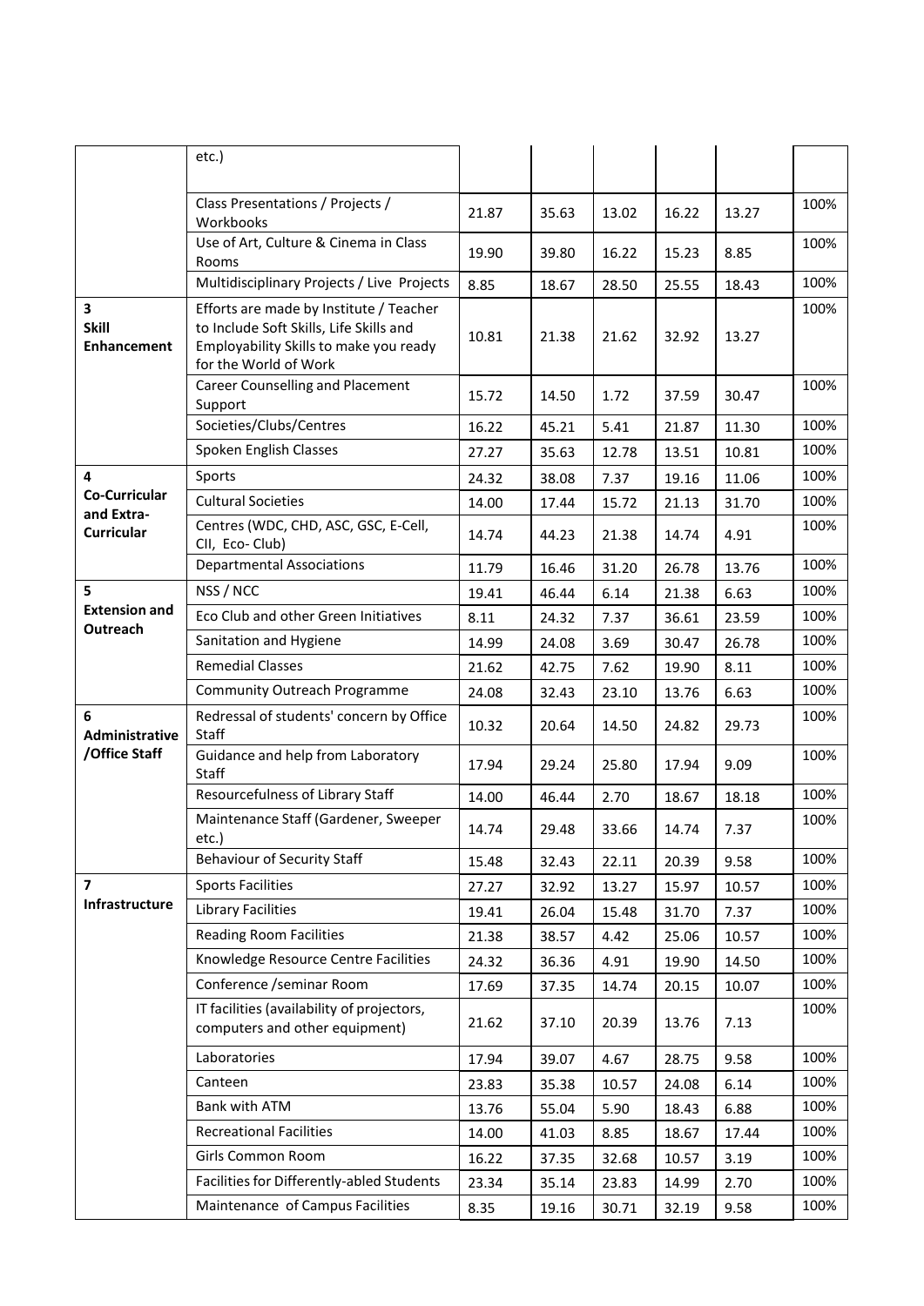| | etc.) | | | | | | |
|---|---|---|---|---|---|---|---|
| | Class Presentations / Projects / Workbooks | 21.87 | 35.63 | 13.02 | 16.22 | 13.27 | 100% |
| | Use of Art, Culture & Cinema in Class Rooms | 19.90 | 39.80 | 16.22 | 15.23 | 8.85 | 100% |
| | Multidisciplinary Projects / Live Projects | 8.85 | 18.67 | 28.50 | 25.55 | 18.43 | 100% |
| **3 Skill Enhancement** | Efforts are made by Institute / Teacher to Include Soft Skills, Life Skills and Employability Skills to make you ready for the World of Work | 10.81 | 21.38 | 21.62 | 32.92 | 13.27 | 100% |
| | Career Counselling and Placement Support | 15.72 | 14.50 | 1.72 | 37.59 | 30.47 | 100% |
| | Societies/Clubs/Centres | 16.22 | 45.21 | 5.41 | 21.87 | 11.30 | 100% |
| | Spoken English Classes | 27.27 | 35.63 | 12.78 | 13.51 | 10.81 | 100% |
| **4 Co-Curricular and Extra-Curricular** | Sports | 24.32 | 38.08 | 7.37 | 19.16 | 11.06 | 100% |
| | Cultural Societies | 14.00 | 17.44 | 15.72 | 21.13 | 31.70 | 100% |
| | Centres (WDC, CHD, ASC, GSC, E-Cell, CII, Eco- Club) | 14.74 | 44.23 | 21.38 | 14.74 | 4.91 | 100% |
| | Departmental Associations | 11.79 | 16.46 | 31.20 | 26.78 | 13.76 | 100% |
| **5 Extension and Outreach** | NSS / NCC | 19.41 | 46.44 | 6.14 | 21.38 | 6.63 | 100% |
| | Eco Club and other Green Initiatives | 8.11 | 24.32 | 7.37 | 36.61 | 23.59 | 100% |
| | Sanitation and Hygiene | 14.99 | 24.08 | 3.69 | 30.47 | 26.78 | 100% |
| | Remedial Classes | 21.62 | 42.75 | 7.62 | 19.90 | 8.11 | 100% |
| | Community Outreach Programme | 24.08 | 32.43 | 23.10 | 13.76 | 6.63 | 100% |
| **6 Administrative /Office Staff** | Redressal of students' concern by Office Staff | 10.32 | 20.64 | 14.50 | 24.82 | 29.73 | 100% |
| | Guidance and help from Laboratory Staff | 17.94 | 29.24 | 25.80 | 17.94 | 9.09 | 100% |
| | Resourcefulness of Library Staff | 14.00 | 46.44 | 2.70 | 18.67 | 18.18 | 100% |
| | Maintenance Staff (Gardener, Sweeper etc.) | 14.74 | 29.48 | 33.66 | 14.74 | 7.37 | 100% |
| | Behaviour of Security Staff | 15.48 | 32.43 | 22.11 | 20.39 | 9.58 | 100% |
| **7 Infrastructure** | Sports Facilities | 27.27 | 32.92 | 13.27 | 15.97 | 10.57 | 100% |
| | Library Facilities | 19.41 | 26.04 | 15.48 | 31.70 | 7.37 | 100% |
| | Reading Room Facilities | 21.38 | 38.57 | 4.42 | 25.06 | 10.57 | 100% |
| | Knowledge Resource Centre Facilities | 24.32 | 36.36 | 4.91 | 19.90 | 14.50 | 100% |
| | Conference /seminar Room | 17.69 | 37.35 | 14.74 | 20.15 | 10.07 | 100% |
| | IT facilities (availability of projectors, computers and other equipment) | 21.62 | 37.10 | 20.39 | 13.76 | 7.13 | 100% |
| | Laboratories | 17.94 | 39.07 | 4.67 | 28.75 | 9.58 | 100% |
| | Canteen | 23.83 | 35.38 | 10.57 | 24.08 | 6.14 | 100% |
| | Bank with ATM | 13.76 | 55.04 | 5.90 | 18.43 | 6.88 | 100% |
| | Recreational Facilities | 14.00 | 41.03 | 8.85 | 18.67 | 17.44 | 100% |
| | Girls Common Room | 16.22 | 37.35 | 32.68 | 10.57 | 3.19 | 100% |
| | Facilities for Differently-abled Students | 23.34 | 35.14 | 23.83 | 14.99 | 2.70 | 100% |
| | Maintenance of Campus Facilities | 8.35 | 19.16 | 30.71 | 32.19 | 9.58 | 100% |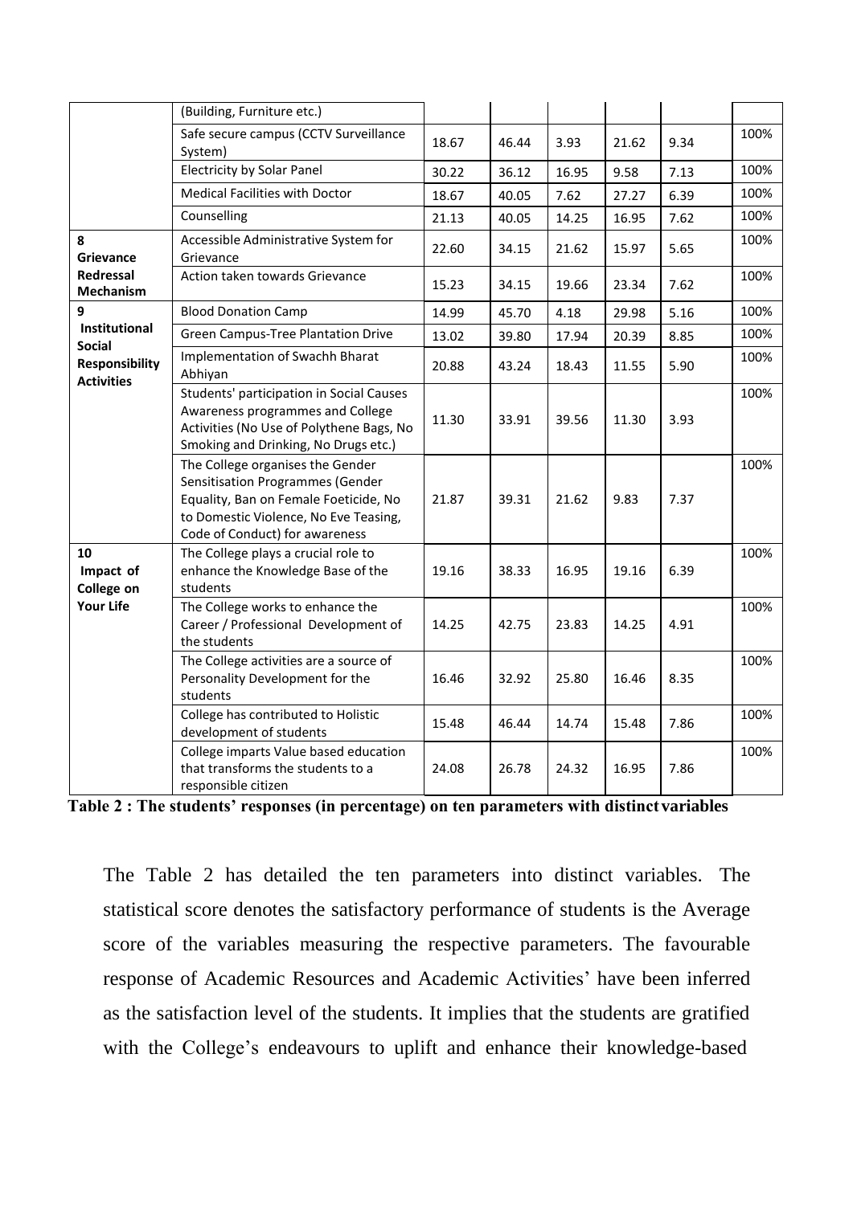| | | | | | | | |
|---|---|---|---|---|---|---|---|
| | (Building, Furniture etc.) | | | | | | |
| | Safe secure campus (CCTV Surveillance System) | 18.67 | 46.44 | 3.93 | 21.62 | 9.34 | 100% |
| | Electricity by Solar Panel | 30.22 | 36.12 | 16.95 | 9.58 | 7.13 | 100% |
| | Medical Facilities with Doctor | 18.67 | 40.05 | 7.62 | 27.27 | 6.39 | 100% |
| | Counselling | 21.13 | 40.05 | 14.25 | 16.95 | 7.62 | 100% |
| **8 Grievance Redressal Mechanism** | Accessible Administrative System for Grievance | 22.60 | 34.15 | 21.62 | 15.97 | 5.65 | 100% |
| | Action taken towards Grievance | 15.23 | 34.15 | 19.66 | 23.34 | 7.62 | 100% |
| **9 Institutional Social Responsibility Activities** | Blood Donation Camp | 14.99 | 45.70 | 4.18 | 29.98 | 5.16 | 100% |
| | Green Campus-Tree Plantation Drive | 13.02 | 39.80 | 17.94 | 20.39 | 8.85 | 100% |
| | Implementation of Swachh Bharat Abhiyan | 20.88 | 43.24 | 18.43 | 11.55 | 5.90 | 100% |
| | Students' participation in Social Causes Awareness programmes and College Activities (No Use of Polythene Bags, No Smoking and Drinking, No Drugs etc.) | 11.30 | 33.91 | 39.56 | 11.30 | 3.93 | 100% |
| | The College organises the Gender Sensitisation Programmes (Gender Equality, Ban on Female Foeticide, No to Domestic Violence, No Eve Teasing, Code of Conduct) for awareness | 21.87 | 39.31 | 21.62 | 9.83 | 7.37 | 100% |
| **10 Impact of College on Your Life** | The College plays a crucial role to enhance the Knowledge Base of the students | 19.16 | 38.33 | 16.95 | 19.16 | 6.39 | 100% |
| | The College works to enhance the Career / Professional Development of the students | 14.25 | 42.75 | 23.83 | 14.25 | 4.91 | 100% |
| | The College activities are a source of Personality Development for the students | 16.46 | 32.92 | 25.80 | 16.46 | 8.35 | 100% |
| | College has contributed to Holistic development of students | 15.48 | 46.44 | 14.74 | 15.48 | 7.86 | 100% |
| | College imparts Value based education that transforms the students to a responsible citizen | 24.08 | 26.78 | 24.32 | 16.95 | 7.86 | 100% |

**Table 2 : The students' responses (in percentage) on ten parameters with distinct variables**

The Table 2 has detailed the ten parameters into distinct variables. The statistical score denotes the satisfactory performance of students is the Average score of the variables measuring the respective parameters. The favourable response of Academic Resources and Academic Activities' have been inferred as the satisfaction level of the students. It implies that the students are gratified with the College's endeavours to uplift and enhance their knowledge-based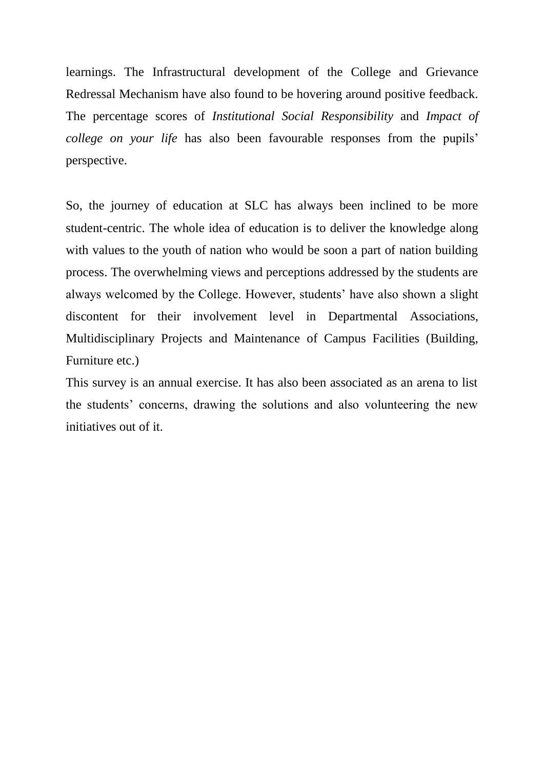learnings. The Infrastructural development of the College and Grievance Redressal Mechanism have also found to be hovering around positive feedback. The percentage scores of *Institutional Social Responsibility* and *Impact of college on your life* has also been favourable responses from the pupils' perspective.

So, the journey of education at SLC has always been inclined to be more student-centric. The whole idea of education is to deliver the knowledge along with values to the youth of nation who would be soon a part of nation building process. The overwhelming views and perceptions addressed by the students are always welcomed by the College. However, students' have also shown a slight discontent for their involvement level in Departmental Associations, Multidisciplinary Projects and Maintenance of Campus Facilities (Building, Furniture etc.)

This survey is an annual exercise. It has also been associated as an arena to list the students' concerns, drawing the solutions and also volunteering the new initiatives out of it.